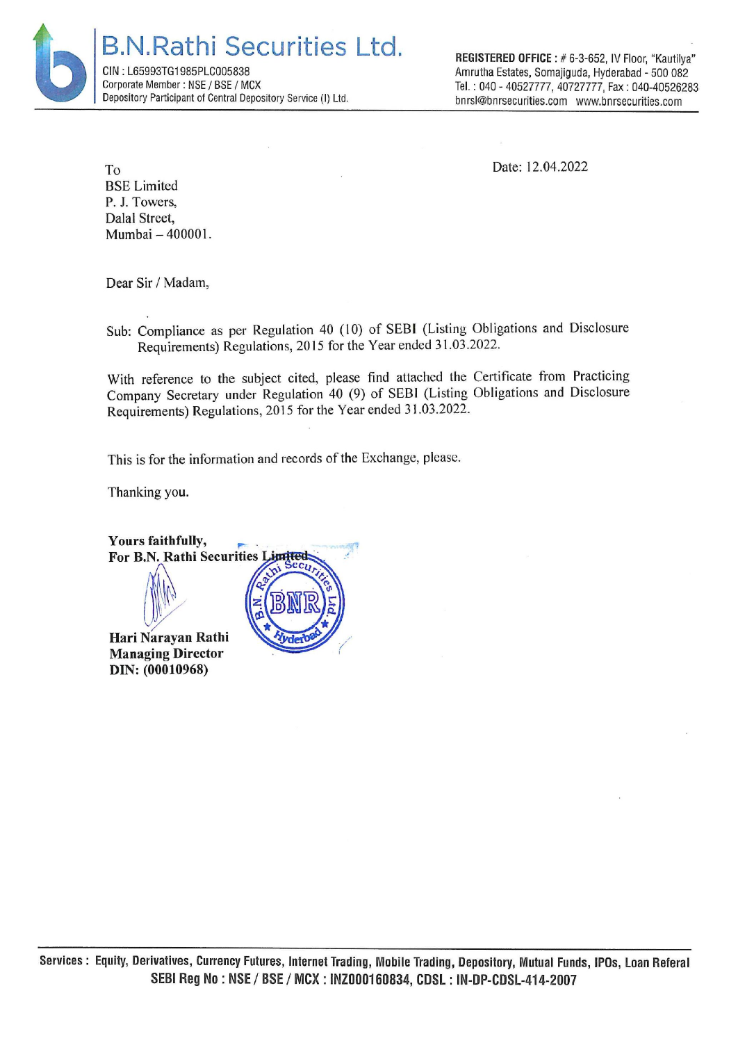# B.N.Rathi Securities Ltd.

CIN : L65993TG1985PLC005838
Corporate Member : NSE / BSE / MCX
Depository Participant of Central Depository Service (I) Ltd.

**REGISTERED OFFICE :** # 6-3-652, IV Floor, "Kautilya"
Amrutha Estates, Somajiguda, Hyderabad - 500 082
Tel. : 040 - 40527777, 40727777, Fax : 040-40526283
bnrsl@bnrsecurities.com www.bnrsecurities.com

Date: 12.04.2022

To
BSE Limited
P. J. Towers,
Dalal Street,
Mumbai – 400001.

Dear Sir / Madam,

Sub: Compliance as per Regulation 40 (10) of SEBI (Listing Obligations and Disclosure Requirements) Regulations, 2015 for the Year ended 31.03.2022.

With reference to the subject cited, please find attached the Certificate from Practicing Company Secretary under Regulation 40 (9) of SEBI (Listing Obligations and Disclosure Requirements) Regulations, 2015 for the Year ended 31.03.2022.

This is for the information and records of the Exchange, please.

Thanking you.

**Yours faithfully,**
**For B.N. Rathi Securities Limited**

**Hari Narayan Rathi**
**Managing Director**
**DIN: (00010968)**

**Services : Equity, Derivatives, Currency Futures, Internet Trading, Mobile Trading, Depository, Mutual Funds, IPOs, Loan Referal**
**SEBI Reg No : NSE / BSE / MCX : INZ000160834, CDSL : IN-DP-CDSL-414-2007**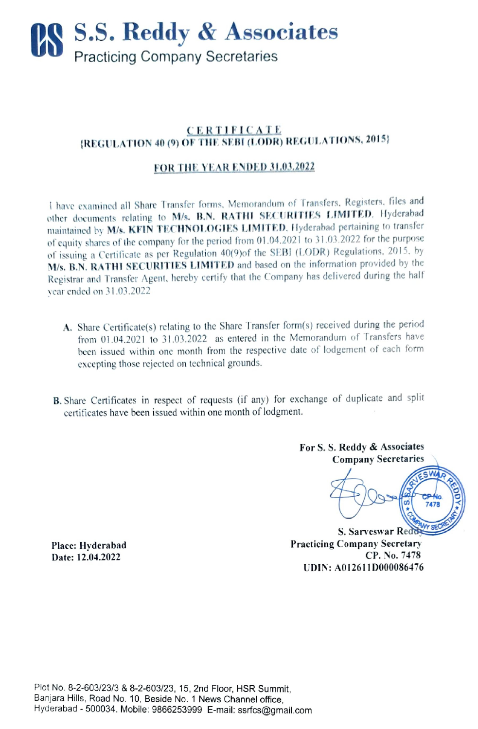# S.S. Reddy & Associates

Practicing Company Secretaries

## CERTIFICATE

**{REGULATION 40 (9) OF THE SEBI (LODR) REGULATIONS, 2015}**

**FOR THE YEAR ENDED 31.03.2022**

I have examined all Share Transfer forms, Memorandum of Transfers, Registers, files and other documents relating to **M/s. B.N. RATHI SECURITIES LIMITED**, Hyderabad maintained by **M/s. KFIN TECHNOLOGIES LIMITED**, Hyderabad pertaining to transfer of equity shares of the company for the period from 01.04.2021 to 31.03.2022 for the purpose of issuing a Certificate as per Regulation 40(9)of the SEBI (LODR) Regulations, 2015, by **M/s. B.N. RATHI SECURITIES LIMITED** and based on the information provided by the Registrar and Transfer Agent, hereby certify that the Company has delivered during the half year ended on 31.03.2022

A. Share Certificate(s) relating to the Share Transfer form(s) received during the period from 01.04.2021 to 31.03.2022 as entered in the Memorandum of Transfers have been issued within one month from the respective date of lodgement of each form excepting those rejected on technical grounds.

B. Share Certificates in respect of requests (if any) for exchange of duplicate and split certificates have been issued within one month of lodgment.

**For S. S. Reddy & Associates**
**Company Secretaries**

**S. Sarveswar Reddy**
**Practicing Company Secretary**
**CP. No. 7478**
**UDIN: A012611D000086476**

**Place: Hyderabad**
**Date: 12.04.2022**

Plot No. 8-2-603/23/3 & 8-2-603/23, 15, 2nd Floor, HSR Summit, Banjara Hills, Road No. 10, Beside No. 1 News Channel office, Hyderabad - 500034. Mobile: 9866253999 E-mail: ssrfcs@gmail.com